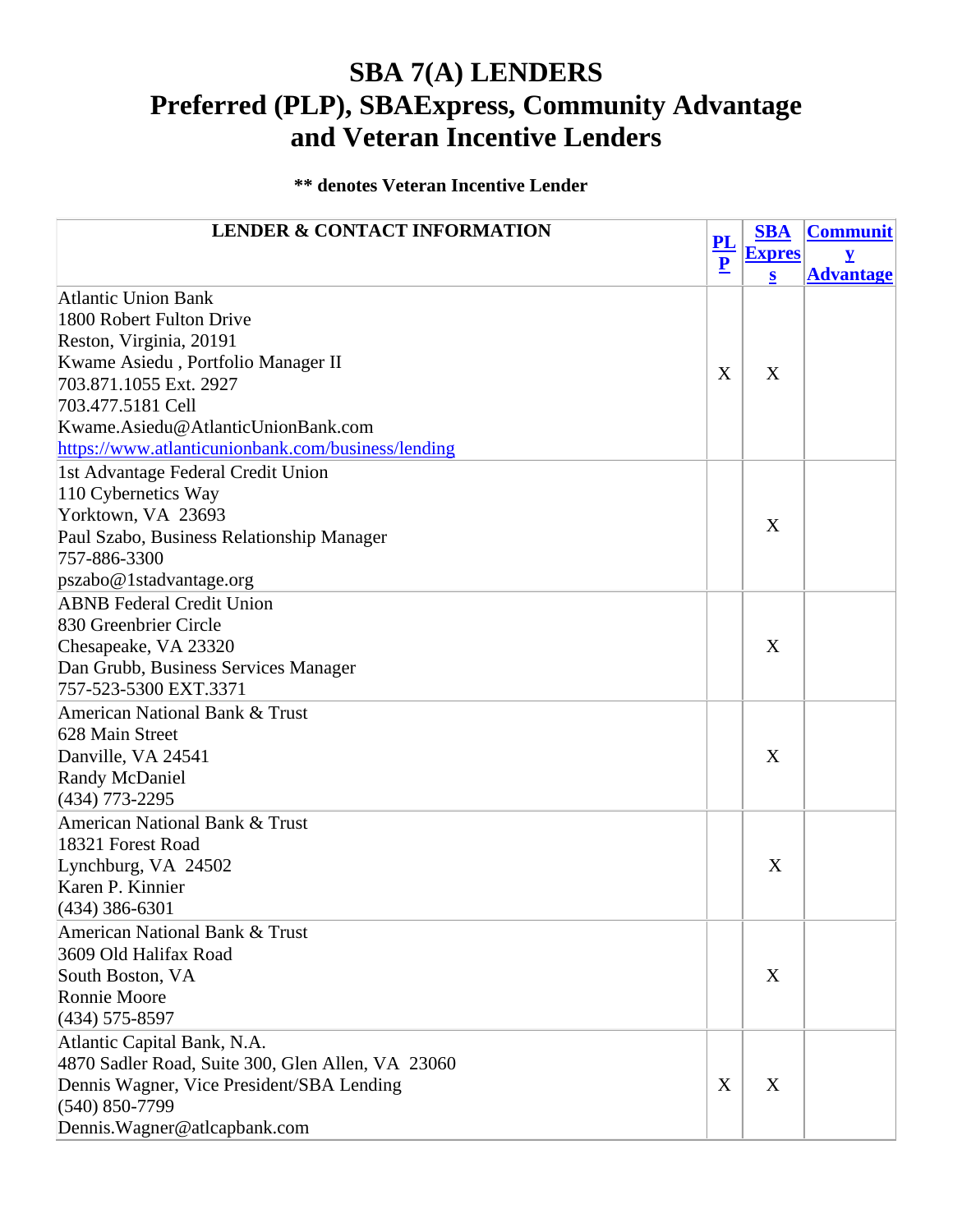# SBA 7(A) LENDERS
# Preferred (PLP), SBAExpress, Community Advantage and Veteran Incentive Lenders

**\*\* denotes Veteran Incentive Lender**

| LENDER & CONTACT INFORMATION | PLP | SBA Express | Community Advantage |
|---|---|---|---|
| Atlantic Union Bank<br>1800 Robert Fulton Drive<br>Reston, Virginia, 20191<br>Kwame Asiedu , Portfolio Manager II<br>703.871.1055 Ext. 2927<br>703.477.5181 Cell<br>Kwame.Asiedu@AtlanticUnionBank.com<br>https://www.atlanticunionbank.com/business/lending | X | X | |
| 1st Advantage Federal Credit Union<br>110 Cybernetics Way<br>Yorktown, VA 23693<br>Paul Szabo, Business Relationship Manager<br>757-886-3300<br>pszabo@1stadvantage.org | | X | |
| ABNB Federal Credit Union<br>830 Greenbrier Circle<br>Chesapeake, VA 23320<br>Dan Grubb, Business Services Manager<br>757-523-5300 EXT.3371 | | X | |
| American National Bank & Trust<br>628 Main Street<br>Danville, VA 24541<br>Randy McDaniel<br>(434) 773-2295 | | X | |
| American National Bank & Trust<br>18321 Forest Road<br>Lynchburg, VA 24502<br>Karen P. Kinnier<br>(434) 386-6301 | | X | |
| American National Bank & Trust<br>3609 Old Halifax Road<br>South Boston, VA<br>Ronnie Moore<br>(434) 575-8597 | | X | |
| Atlantic Capital Bank, N.A.<br>4870 Sadler Road, Suite 300, Glen Allen, VA 23060<br>Dennis Wagner, Vice President/SBA Lending<br>(540) 850-7799<br>Dennis.Wagner@atlcapbank.com | X | X | |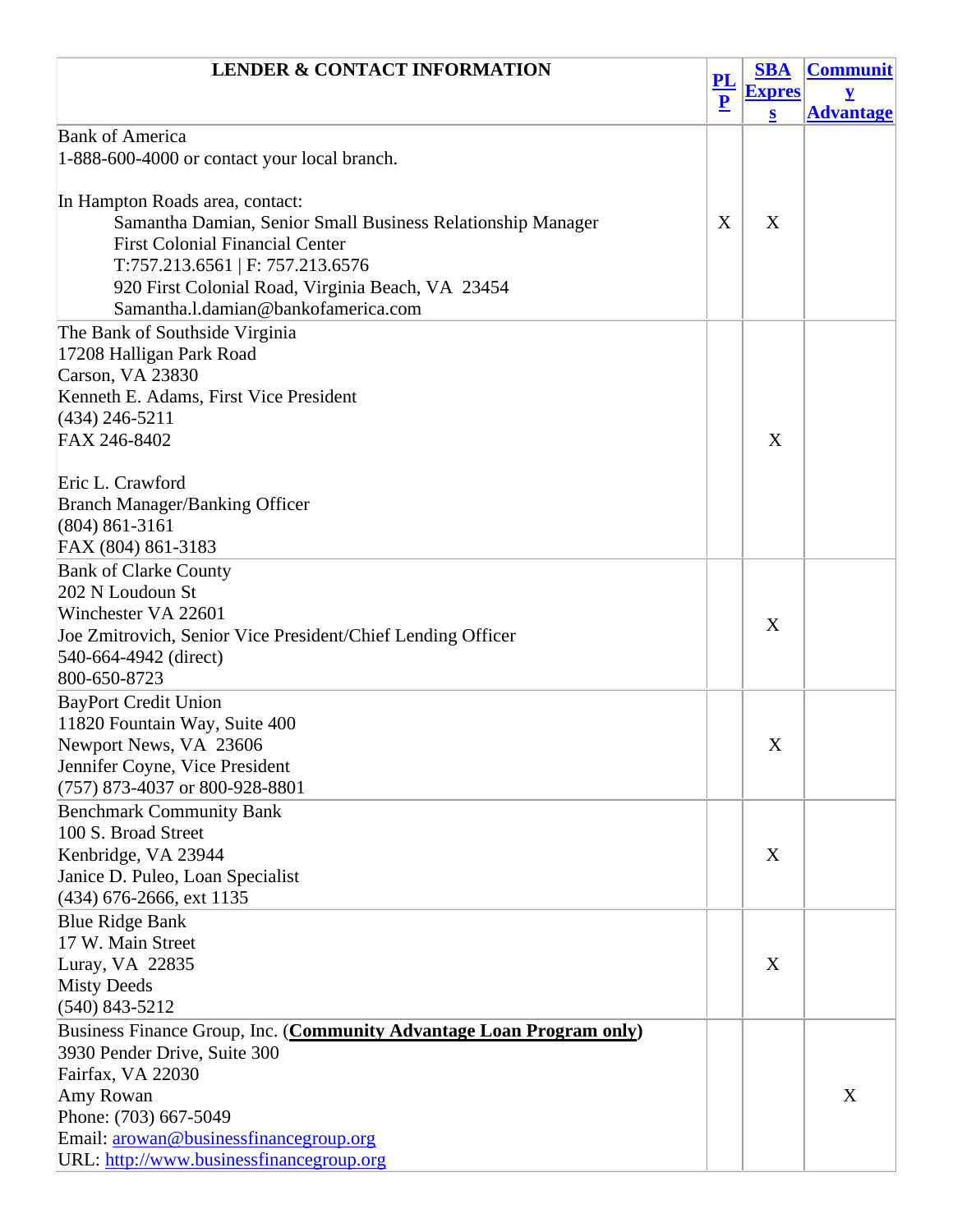| LENDER & CONTACT INFORMATION | PLP | SBA Express | Community Advantage |
|---|---|---|---|
| Bank of America<br>1-888-600-4000 or contact your local branch.<br><br>In Hampton Roads area, contact:<br>Samantha Damian, Senior Small Business Relationship Manager<br>First Colonial Financial Center<br>T:757.213.6561 \| F: 757.213.6576<br>920 First Colonial Road, Virginia Beach, VA 23454<br>Samantha.l.damian@bankofamerica.com | X | X | |
| The Bank of Southside Virginia<br>17208 Halligan Park Road<br>Carson, VA 23830<br>Kenneth E. Adams, First Vice President<br>(434) 246-5211<br>FAX 246-8402<br><br>Eric L. Crawford<br>Branch Manager/Banking Officer<br>(804) 861-3161<br>FAX (804) 861-3183 | | X | |
| Bank of Clarke County<br>202 N Loudoun St<br>Winchester VA 22601<br>Joe Zmitrovich, Senior Vice President/Chief Lending Officer<br>540-664-4942 (direct)<br>800-650-8723 | | X | |
| BayPort Credit Union<br>11820 Fountain Way, Suite 400<br>Newport News, VA 23606<br>Jennifer Coyne, Vice President<br>(757) 873-4037 or 800-928-8801 | | X | |
| Benchmark Community Bank<br>100 S. Broad Street<br>Kenbridge, VA 23944<br>Janice D. Puleo, Loan Specialist<br>(434) 676-2666, ext 1135 | | X | |
| Blue Ridge Bank<br>17 W. Main Street<br>Luray, VA 22835<br>Misty Deeds<br>(540) 843-5212 | | X | |
| Business Finance Group, Inc. (**Community Advantage Loan Program only**)<br>3930 Pender Drive, Suite 300<br>Fairfax, VA 22030<br>Amy Rowan<br>Phone: (703) 667-5049<br>Email: arowan@businessfinancegroup.org<br>URL: http://www.businessfinancegroup.org | | | X |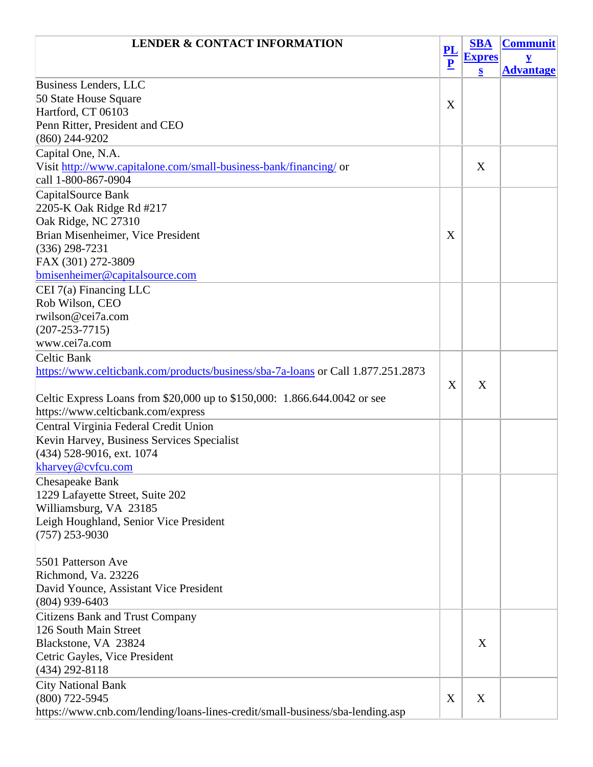| LENDER & CONTACT INFORMATION | PLP | SBA Express | Community Advantage |
|---|---|---|---|
| Business Lenders, LLC<br>50 State House Square<br>Hartford, CT 06103<br>Penn Ritter, President and CEO<br>(860) 244-9202 | X | | |
| Capital One, N.A.<br>Visit http://www.capitalone.com/small-business-bank/financing/ or call 1-800-867-0904 | | X | |
| CapitalSource Bank<br>2205-K Oak Ridge Rd #217<br>Oak Ridge, NC 27310<br>Brian Misenheimer, Vice President<br>(336) 298-7231<br>FAX (301) 272-3809<br>bmisenheimer@capitalsource.com | X | | |
| CEI 7(a) Financing LLC<br>Rob Wilson, CEO<br>rwilson@cei7a.com<br>(207-253-7715)<br>www.cei7a.com | | | |
| Celtic Bank<br>https://www.celticbank.com/products/business/sba-7a-loans or Call 1.877.251.2873<br><br>Celtic Express Loans from $20,000 up to $150,000: 1.866.644.0042 or see https://www.celticbank.com/express | X | X | |
| Central Virginia Federal Credit Union<br>Kevin Harvey, Business Services Specialist<br>(434) 528-9016, ext. 1074<br>kharvey@cvfcu.com | | | |
| Chesapeake Bank<br>1229 Lafayette Street, Suite 202<br>Williamsburg, VA 23185<br>Leigh Houghland, Senior Vice President<br>(757) 253-9030<br><br>5501 Patterson Ave<br>Richmond, Va. 23226<br>David Younce, Assistant Vice President<br>(804) 939-6403 | | | |
| Citizens Bank and Trust Company<br>126 South Main Street<br>Blackstone, VA 23824<br>Cetric Gayles, Vice President<br>(434) 292-8118 | | X | |
| City National Bank<br>(800) 722-5945<br>https://www.cnb.com/lending/loans-lines-credit/small-business/sba-lending.asp | X | X | |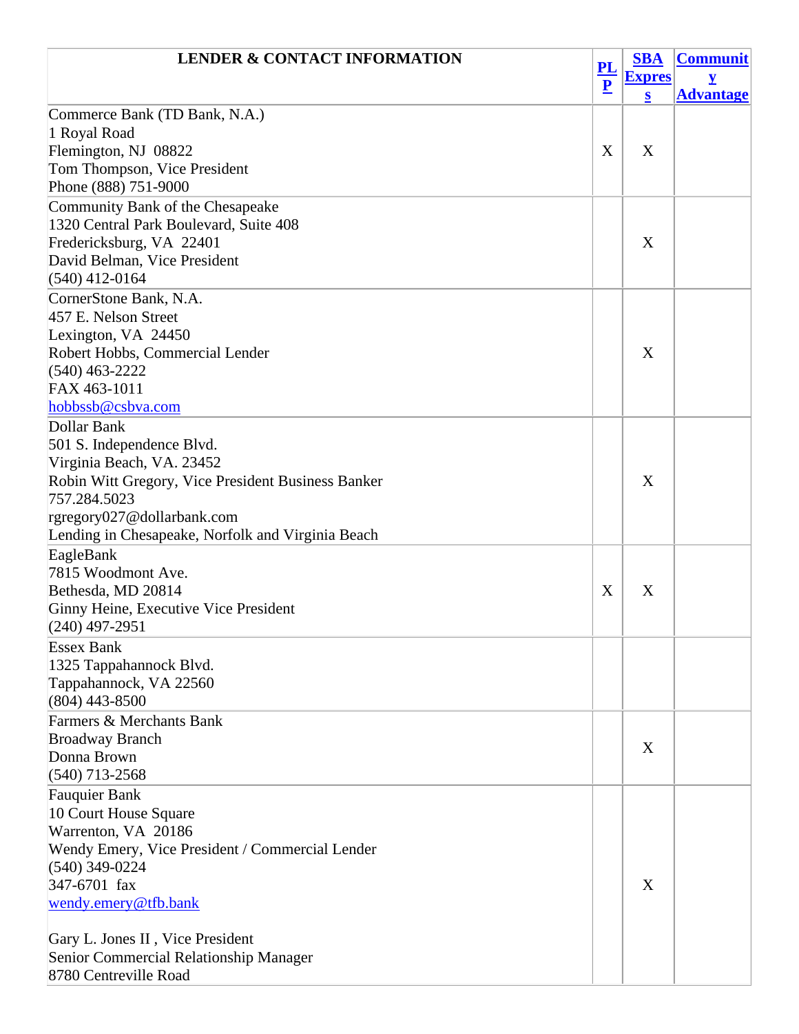| LENDER & CONTACT INFORMATION | PLP | SBA Express | Community Advantage |
|---|---|---|---|
| Commerce Bank (TD Bank, N.A.)<br>1 Royal Road<br>Flemington, NJ 08822<br>Tom Thompson, Vice President<br>Phone (888) 751-9000 | X | X | |
| Community Bank of the Chesapeake<br>1320 Central Park Boulevard, Suite 408<br>Fredericksburg, VA 22401<br>David Belman, Vice President<br>(540) 412-0164 | | X | |
| CornerStone Bank, N.A.<br>457 E. Nelson Street<br>Lexington, VA 24450<br>Robert Hobbs, Commercial Lender<br>(540) 463-2222<br>FAX 463-1011<br>hobbssb@csbva.com | | X | |
| Dollar Bank<br>501 S. Independence Blvd.<br>Virginia Beach, VA. 23452<br>Robin Witt Gregory, Vice President Business Banker<br>757.284.5023<br>rgregory027@dollarbank.com<br>Lending in Chesapeake, Norfolk and Virginia Beach | | X | |
| EagleBank<br>7815 Woodmont Ave.<br>Bethesda, MD 20814<br>Ginny Heine, Executive Vice President<br>(240) 497-2951 | X | X | |
| Essex Bank<br>1325 Tappahannock Blvd.<br>Tappahannock, VA 22560<br>(804) 443-8500 | | | |
| Farmers & Merchants Bank<br>Broadway Branch<br>Donna Brown<br>(540) 713-2568 | | X | |
| Fauquier Bank<br>10 Court House Square<br>Warrenton, VA 20186<br>Wendy Emery, Vice President / Commercial Lender<br>(540) 349-0224<br>347-6701 fax<br>wendy.emery@tfb.bank<br><br>Gary L. Jones II , Vice President<br>Senior Commercial Relationship Manager<br>8780 Centreville Road | | X | |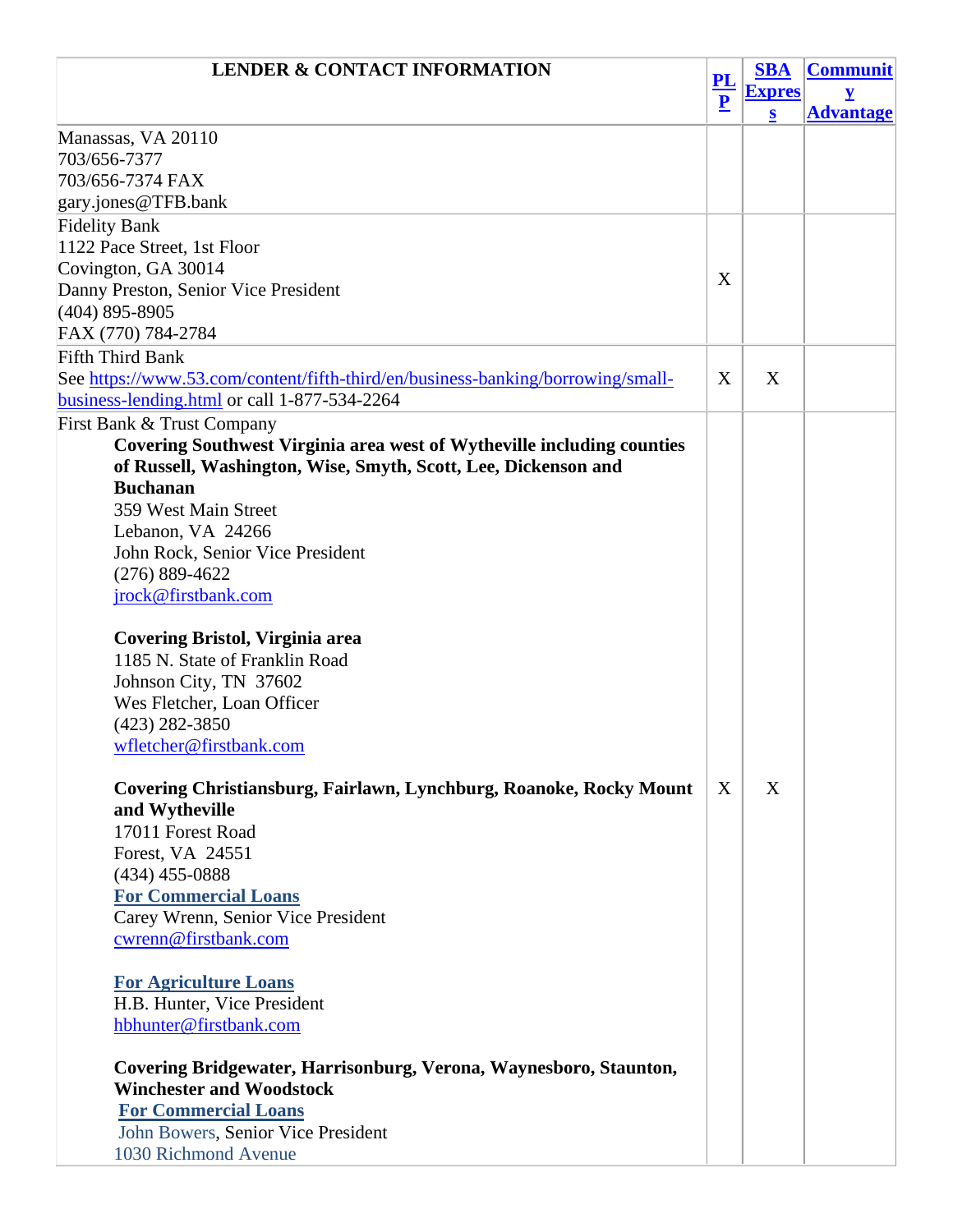| LENDER & CONTACT INFORMATION | PLP | SBA Express | Community Advantage |
|---|---|---|---|
| Manassas, VA 20110<br>703/656-7377<br>703/656-7374 FAX<br>gary.jones@TFB.bank | | | |
| Fidelity Bank<br>1122 Pace Street, 1st Floor<br>Covington, GA 30014<br>Danny Preston, Senior Vice President<br>(404) 895-8905<br>FAX (770) 784-2784 | X | | |
| Fifth Third Bank<br>See https://www.53.com/content/fifth-third/en/business-banking/borrowing/small-business-lending.html or call 1-877-534-2264 | X | X | |
| First Bank & Trust Company<br>**Covering Southwest Virginia area west of Wytheville including counties of Russell, Washington, Wise, Smyth, Scott, Lee, Dickenson and Buchanan**<br>359 West Main Street<br>Lebanon, VA 24266<br>John Rock, Senior Vice President<br>(276) 889-4622<br>jrock@firstbank.com<br><br>**Covering Bristol, Virginia area**<br>1185 N. State of Franklin Road<br>Johnson City, TN 37602<br>Wes Fletcher, Loan Officer<br>(423) 282-3850<br>wfletcher@firstbank.com<br><br>**Covering Christiansburg, Fairlawn, Lynchburg, Roanoke, Rocky Mount and Wytheville**<br>17011 Forest Road<br>Forest, VA 24551<br>(434) 455-0888<br>**For Commercial Loans**<br>Carey Wrenn, Senior Vice President<br>cwrenn@firstbank.com<br><br>**For Agriculture Loans**<br>H.B. Hunter, Vice President<br>hbhunter@firstbank.com<br><br>**Covering Bridgewater, Harrisonburg, Verona, Waynesboro, Staunton, Winchester and Woodstock**<br>**For Commercial Loans**<br>John Bowers, Senior Vice President<br>1030 Richmond Avenue | X | X | |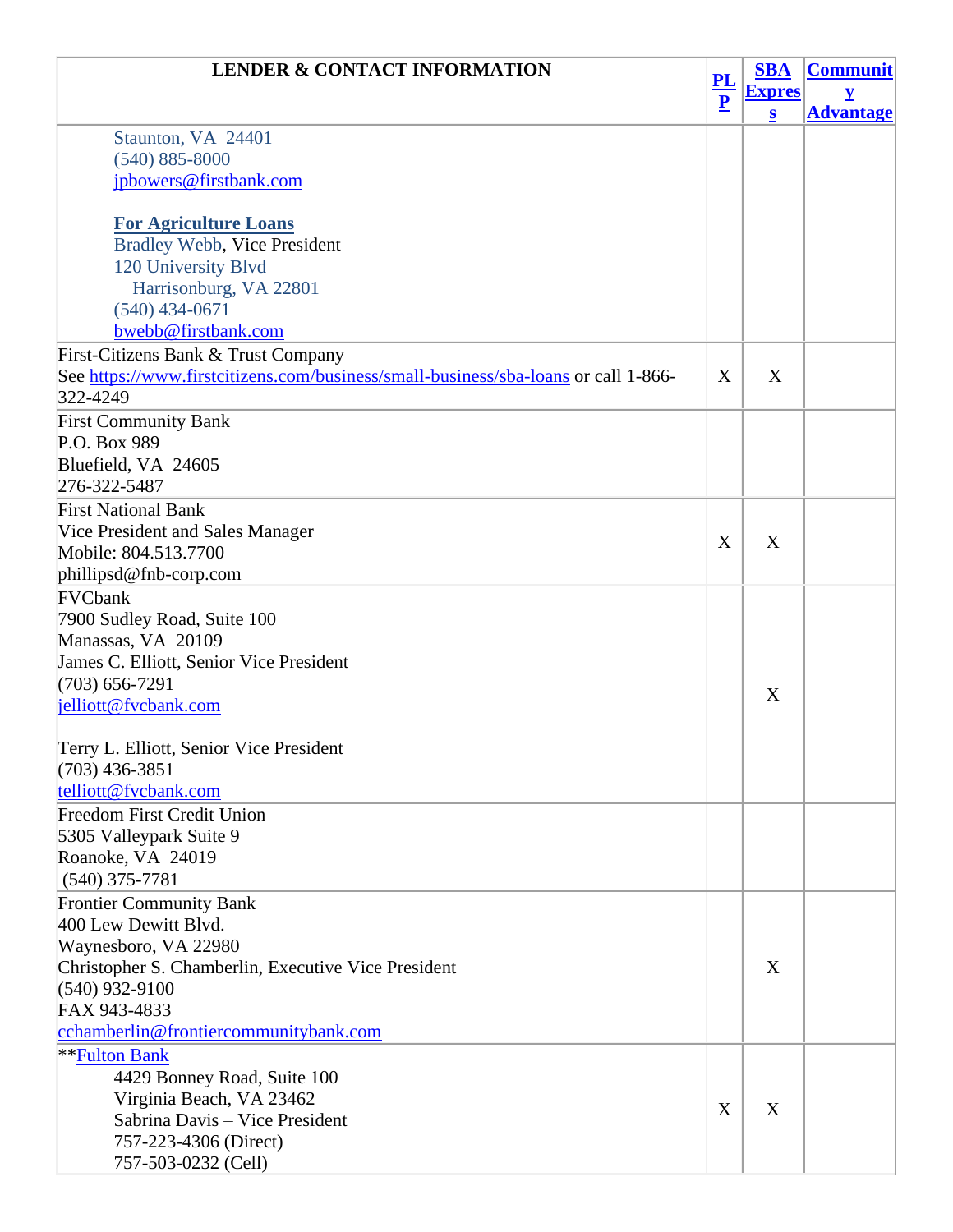| LENDER & CONTACT INFORMATION | PLP | SBA Express | Community Advantage |
|---|---|---|---|
| Staunton, VA 24401<br>(540) 885-8000<br>jpbowers@firstbank.com<br><br>**For Agriculture Loans**<br>Bradley Webb, Vice President<br>120 University Blvd<br>Harrisonburg, VA 22801<br>(540) 434-0671<br>bwebb@firstbank.com | | | |
| First-Citizens Bank & Trust Company<br>See https://www.firstcitizens.com/business/small-business/sba-loans or call 1-866-322-4249 | X | X | |
| First Community Bank<br>P.O. Box 989<br>Bluefield, VA 24605<br>276-322-5487 | | | |
| First National Bank<br>Vice President and Sales Manager<br>Mobile: 804.513.7700<br>phillipsd@fnb-corp.com | X | X | |
| FVCbank<br>7900 Sudley Road, Suite 100<br>Manassas, VA 20109<br>James C. Elliott, Senior Vice President<br>(703) 656-7291<br>jelliott@fvcbank.com<br><br>Terry L. Elliott, Senior Vice President<br>(703) 436-3851<br>telliott@fvcbank.com | | X | |
| Freedom First Credit Union<br>5305 Valleypark Suite 9<br>Roanoke, VA 24019<br>(540) 375-7781 | | | |
| Frontier Community Bank<br>400 Lew Dewitt Blvd.<br>Waynesboro, VA 22980<br>Christopher S. Chamberlin, Executive Vice President<br>(540) 932-9100<br>FAX 943-4833<br>cchamberlin@frontiercommunitybank.com | | X | |
| **Fulton Bank<br>4429 Bonney Road, Suite 100<br>Virginia Beach, VA 23462<br>Sabrina Davis – Vice President<br>757-223-4306 (Direct)<br>757-503-0232 (Cell) | X | X | |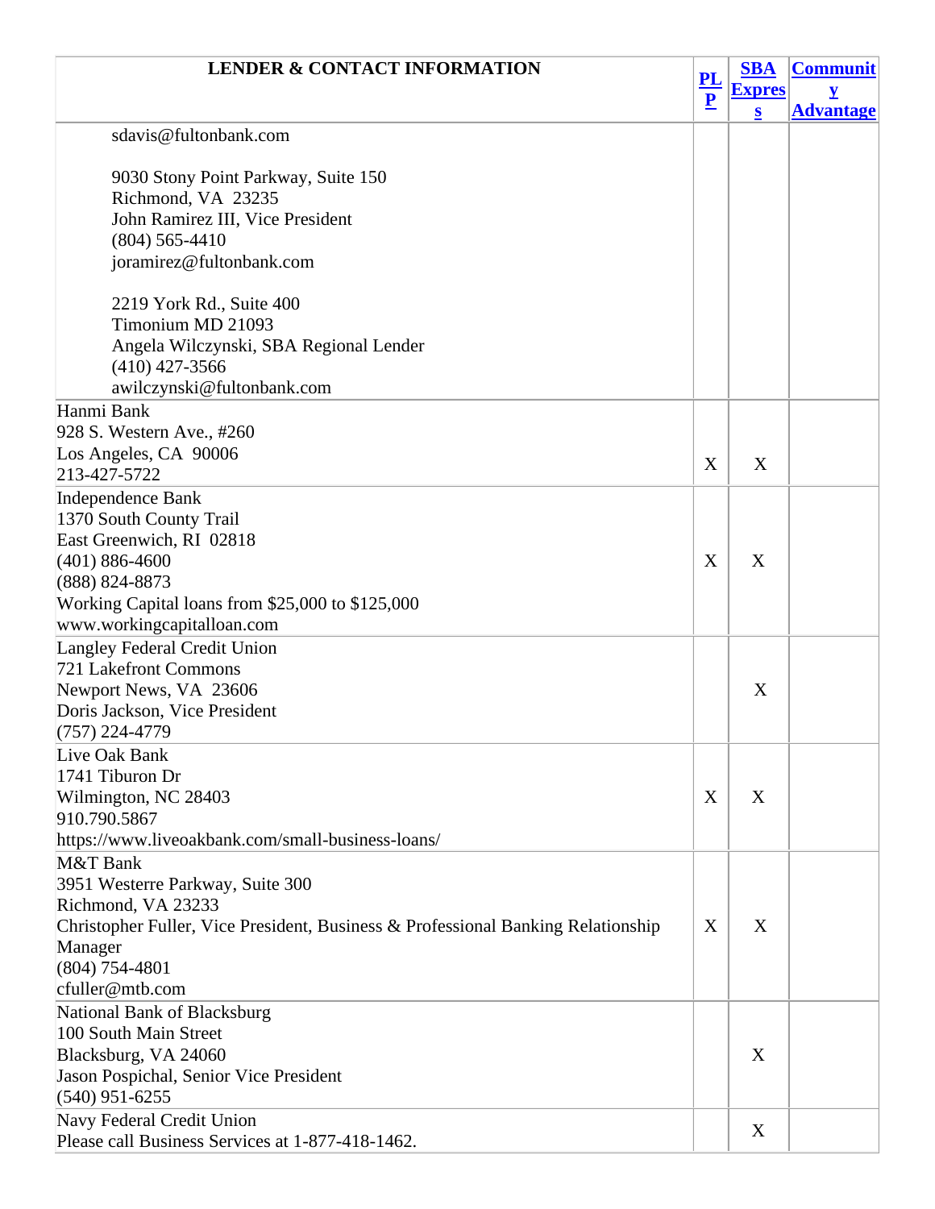| LENDER & CONTACT INFORMATION | [PLP]() | [SBA Express]() | [Community Advantage]() |
|---|---|---|---|
| sdavis@fultonbank.com<br><br>9030 Stony Point Parkway, Suite 150<br>Richmond, VA 23235<br>John Ramirez III, Vice President<br>(804) 565-4410<br>joramirez@fultonbank.com<br><br>2219 York Rd., Suite 400<br>Timonium MD 21093<br>Angela Wilczynski, SBA Regional Lender<br>(410) 427-3566<br>awilczynski@fultonbank.com | | | |
| Hanmi Bank<br>928 S. Western Ave., #260<br>Los Angeles, CA 90006<br>213-427-5722 | X | X | |
| Independence Bank<br>1370 South County Trail<br>East Greenwich, RI 02818<br>(401) 886-4600<br>(888) 824-8873<br>Working Capital loans from $25,000 to $125,000<br>www.workingcapitalloan.com | X | X | |
| Langley Federal Credit Union<br>721 Lakefront Commons<br>Newport News, VA 23606<br>Doris Jackson, Vice President<br>(757) 224-4779 | | X | |
| Live Oak Bank<br>1741 Tiburon Dr<br>Wilmington, NC 28403<br>910.790.5867<br>https://www.liveoakbank.com/small-business-loans/ | X | X | |
| M&T Bank<br>3951 Westerre Parkway, Suite 300<br>Richmond, VA 23233<br>Christopher Fuller, Vice President, Business & Professional Banking Relationship Manager<br>(804) 754-4801<br>cfuller@mtb.com | X | X | |
| National Bank of Blacksburg<br>100 South Main Street<br>Blacksburg, VA 24060<br>Jason Pospichal, Senior Vice President<br>(540) 951-6255 | | X | |
| Navy Federal Credit Union<br>Please call Business Services at 1-877-418-1462. | | X | |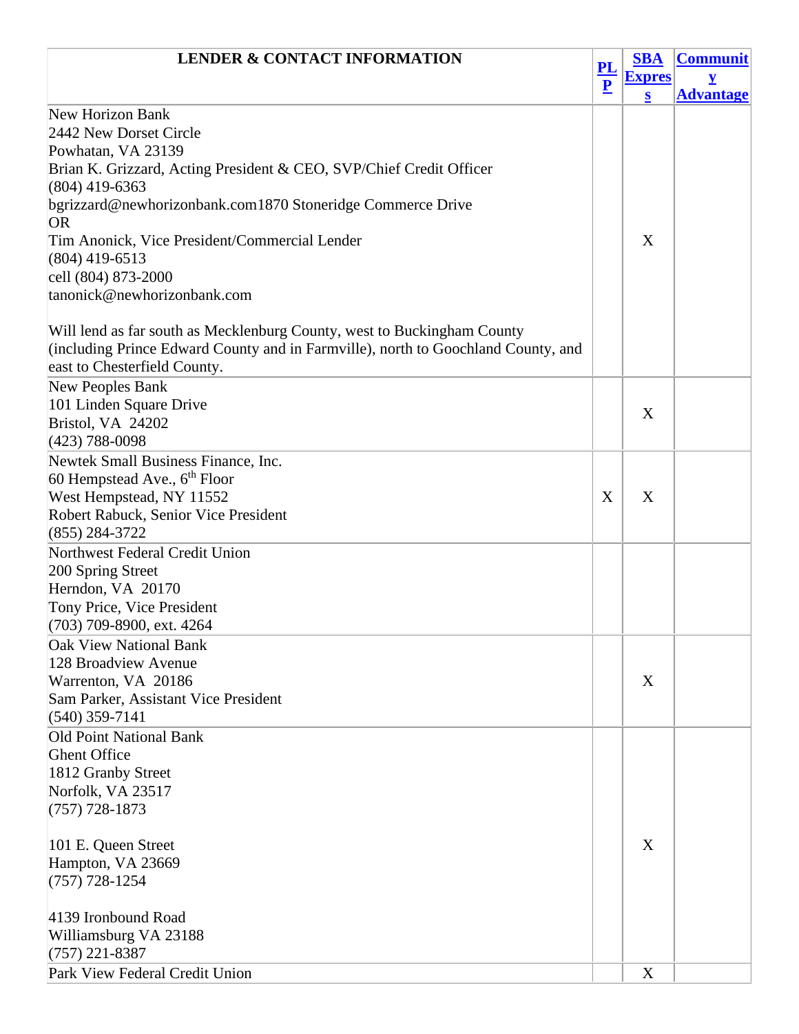| LENDER & CONTACT INFORMATION | PLP | SBA Express | Community Advantage |
|---|---|---|---|
| New Horizon Bank<br>2442 New Dorset Circle<br>Powhatan, VA 23139<br>Brian K. Grizzard, Acting President & CEO, SVP/Chief Credit Officer<br>(804) 419-6363<br>bgrizzard@newhorizonbank.com1870 Stoneridge Commerce Drive<br>OR<br>Tim Anonick, Vice President/Commercial Lender<br>(804) 419-6513<br>cell (804) 873-2000<br>tanonick@newhorizonbank.com<br><br>Will lend as far south as Mecklenburg County, west to Buckingham County (including Prince Edward County and in Farmville), north to Goochland County, and east to Chesterfield County. | | X | |
| New Peoples Bank<br>101 Linden Square Drive<br>Bristol, VA 24202<br>(423) 788-0098 | | X | |
| Newtek Small Business Finance, Inc.<br>60 Hempstead Ave., 6th Floor<br>West Hempstead, NY 11552<br>Robert Rabuck, Senior Vice President<br>(855) 284-3722 | X | X | |
| Northwest Federal Credit Union<br>200 Spring Street<br>Herndon, VA 20170<br>Tony Price, Vice President<br>(703) 709-8900, ext. 4264 | | | |
| Oak View National Bank<br>128 Broadview Avenue<br>Warrenton, VA 20186<br>Sam Parker, Assistant Vice President<br>(540) 359-7141 | | X | |
| Old Point National Bank<br>Ghent Office<br>1812 Granby Street<br>Norfolk, VA 23517<br>(757) 728-1873<br><br>101 E. Queen Street<br>Hampton, VA 23669<br>(757) 728-1254<br><br>4139 Ironbound Road<br>Williamsburg VA 23188<br>(757) 221-8387 | | X | |
| Park View Federal Credit Union | | X | |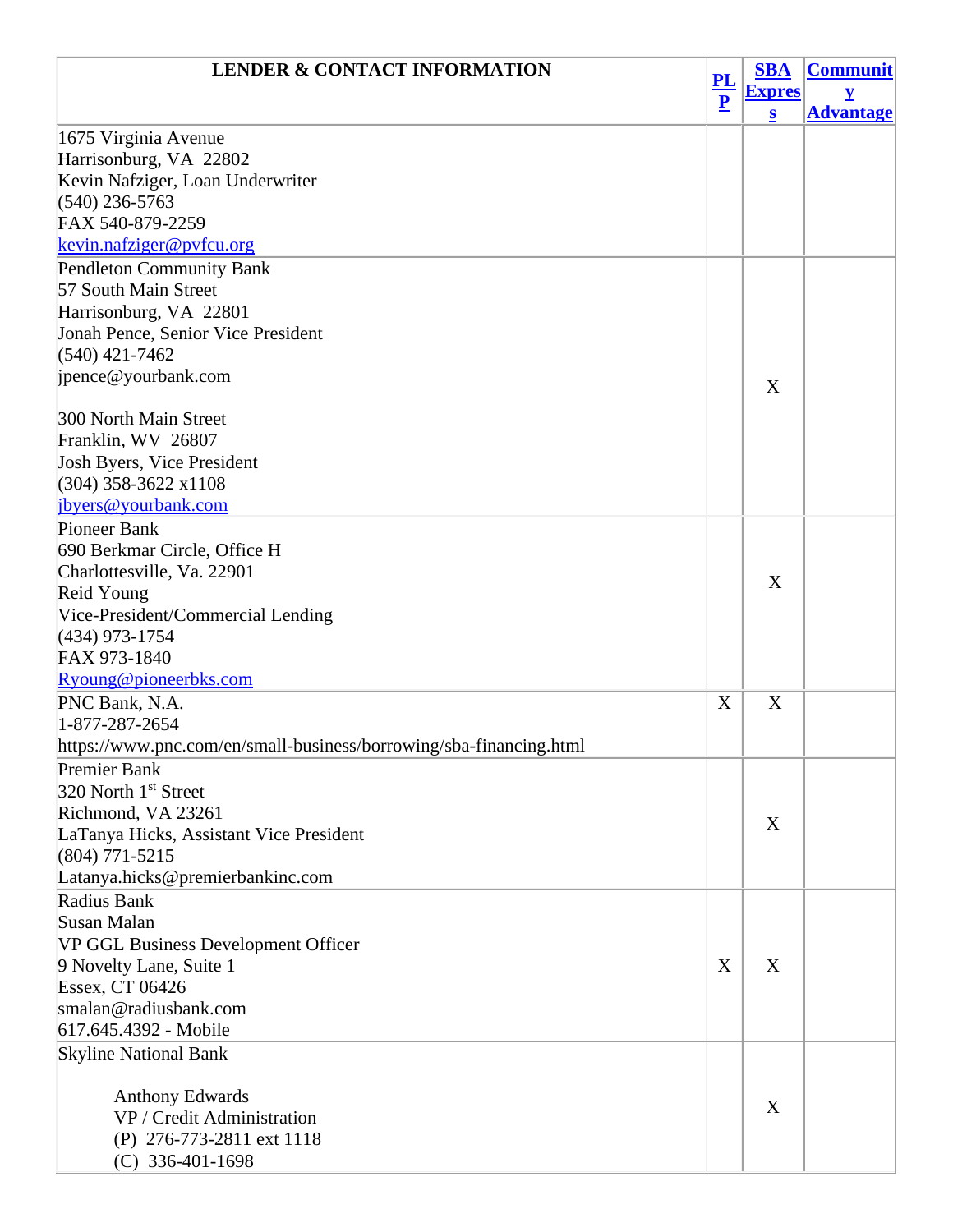| LENDER & CONTACT INFORMATION | PLP | SBA Express | Community Advantage |
|---|---|---|---|
| 1675 Virginia Avenue<br>Harrisonburg, VA 22802<br>Kevin Nafziger, Loan Underwriter<br>(540) 236-5763<br>FAX 540-879-2259<br>kevin.nafziger@pvfcu.org | | | |
| Pendleton Community Bank<br>57 South Main Street<br>Harrisonburg, VA 22801<br>Jonah Pence, Senior Vice President<br>(540) 421-7462<br>jpence@yourbank.com<br><br>300 North Main Street<br>Franklin, WV 26807<br>Josh Byers, Vice President<br>(304) 358-3622 x1108<br>jbyers@yourbank.com | | X | |
| Pioneer Bank<br>690 Berkmar Circle, Office H<br>Charlottesville, Va. 22901<br>Reid Young<br>Vice-President/Commercial Lending<br>(434) 973-1754<br>FAX 973-1840<br>Ryoung@pioneerbks.com | | X | |
| PNC Bank, N.A.<br>1-877-287-2654<br>https://www.pnc.com/en/small-business/borrowing/sba-financing.html | X | X | |
| Premier Bank<br>320 North 1st Street<br>Richmond, VA 23261<br>LaTanya Hicks, Assistant Vice President<br>(804) 771-5215<br>Latanya.hicks@premierbankinc.com | | X | |
| Radius Bank<br>Susan Malan<br>VP GGL Business Development Officer<br>9 Novelty Lane, Suite 1<br>Essex, CT 06426<br>smalan@radiusbank.com<br>617.645.4392 - Mobile | X | X | |
| Skyline National Bank<br><br>Anthony Edwards<br>VP / Credit Administration<br>(P) 276-773-2811 ext 1118<br>(C) 336-401-1698 | | X | |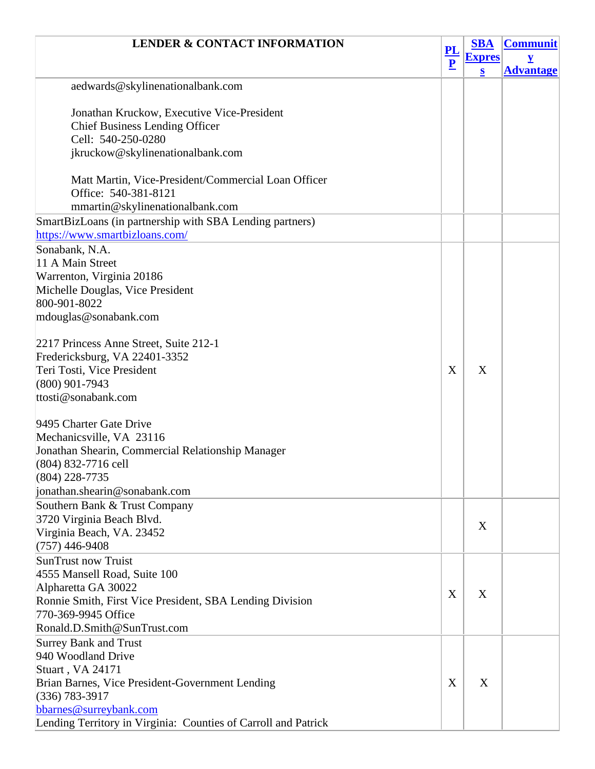| LENDER & CONTACT INFORMATION | PLP | SBA Express | Community Advantage |
|---|---|---|---|
| aedwards@skylinenationalbank.com<br><br>Jonathan Kruckow, Executive Vice-President<br>Chief Business Lending Officer<br>Cell: 540-250-0280<br>jkruckow@skylinenationalbank.com<br><br>Matt Martin, Vice-President/Commercial Loan Officer<br>Office: 540-381-8121<br>mmartin@skylinenationalbank.com | | | |
| SmartBizLoans (in partnership with SBA Lending partners)<br>https://www.smartbizloans.com/ | | | |
| Sonabank, N.A.<br>11 A Main Street<br>Warrenton, Virginia 20186<br>Michelle Douglas, Vice President<br>800-901-8022<br>mdouglas@sonabank.com<br><br>2217 Princess Anne Street, Suite 212-1<br>Fredericksburg, VA 22401-3352<br>Teri Tosti, Vice President<br>(800) 901-7943<br>ttosti@sonabank.com<br><br>9495 Charter Gate Drive<br>Mechanicsville, VA 23116<br>Jonathan Shearin, Commercial Relationship Manager<br>(804) 832-7716 cell<br>(804) 228-7735<br>jonathan.shearin@sonabank.com | X | X | |
| Southern Bank & Trust Company<br>3720 Virginia Beach Blvd.<br>Virginia Beach, VA. 23452<br>(757) 446-9408 | | X | |
| SunTrust now Truist<br>4555 Mansell Road, Suite 100<br>Alpharetta GA 30022<br>Ronnie Smith, First Vice President, SBA Lending Division<br>770-369-9945 Office<br>Ronald.D.Smith@SunTrust.com | X | X | |
| Surrey Bank and Trust<br>940 Woodland Drive<br>Stuart , VA 24171<br>Brian Barnes, Vice President-Government Lending<br>(336) 783-3917<br>bbarnes@surreybank.com<br>Lending Territory in Virginia: Counties of Carroll and Patrick | X | X | |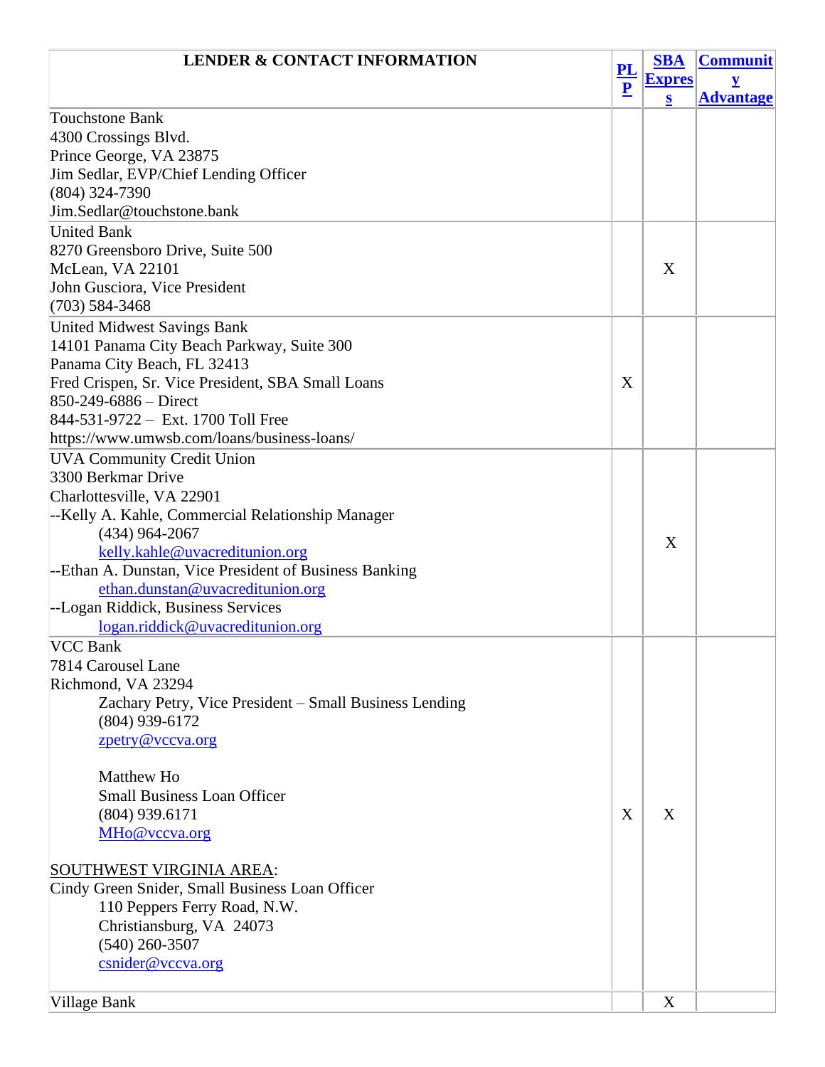| LENDER & CONTACT INFORMATION | PLP | SBA Express | Community Advantage |
|---|---|---|---|
| Touchstone Bank<br>4300 Crossings Blvd.<br>Prince George, VA 23875<br>Jim Sedlar, EVP/Chief Lending Officer<br>(804) 324-7390<br>Jim.Sedlar@touchstone.bank | | | |
| United Bank<br>8270 Greensboro Drive, Suite 500<br>McLean, VA 22101<br>John Gusciora, Vice President<br>(703) 584-3468 | | X | |
| United Midwest Savings Bank<br>14101 Panama City Beach Parkway, Suite 300<br>Panama City Beach, FL 32413<br>Fred Crispen, Sr. Vice President, SBA Small Loans<br>850-249-6886 – Direct<br>844-531-9722 – Ext. 1700 Toll Free<br>https://www.umwsb.com/loans/business-loans/ | X | | |
| UVA Community Credit Union<br>3300 Berkmar Drive<br>Charlottesville, VA 22901<br>--Kelly A. Kahle, Commercial Relationship Manager<br>(434) 964-2067<br>kelly.kahle@uvacreditunion.org<br>--Ethan A. Dunstan, Vice President of Business Banking<br>ethan.dunstan@uvacreditunion.org<br>--Logan Riddick, Business Services<br>logan.riddick@uvacreditunion.org | | X | |
| VCC Bank<br>7814 Carousel Lane<br>Richmond, VA 23294<br>Zachary Petry, Vice President – Small Business Lending<br>(804) 939-6172<br>zpetry@vccva.org<br><br>Matthew Ho<br>Small Business Loan Officer<br>(804) 939.6171<br>MHo@vccva.org<br><br>SOUTHWEST VIRGINIA AREA:<br>Cindy Green Snider, Small Business Loan Officer<br>110 Peppers Ferry Road, N.W.<br>Christiansburg, VA 24073<br>(540) 260-3507<br>csnider@vccva.org | X | X | |
| Village Bank | | X | |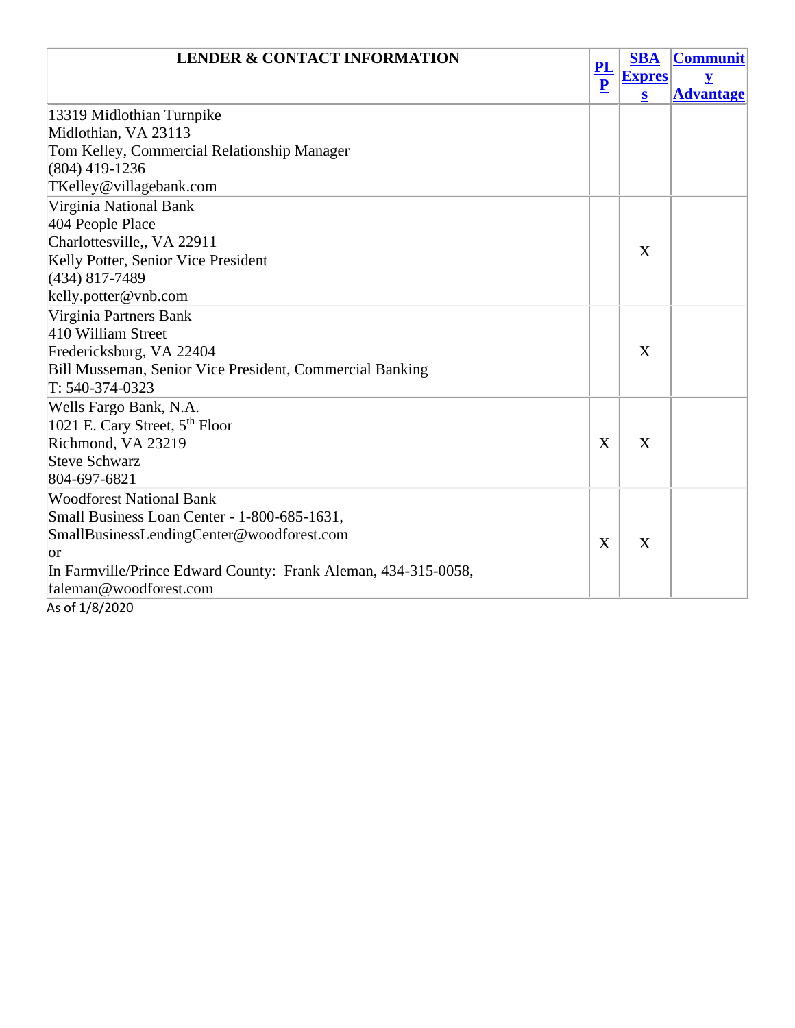| LENDER & CONTACT INFORMATION | PLP | SBA Express | Community Advantage |
|---|---|---|---|
| 13319 Midlothian Turnpike<br>Midlothian, VA 23113<br>Tom Kelley, Commercial Relationship Manager<br>(804) 419-1236<br>TKelley@villagebank.com | | | |
| Virginia National Bank<br>404 People Place<br>Charlottesville,, VA 22911<br>Kelly Potter, Senior Vice President<br>(434) 817-7489<br>kelly.potter@vnb.com | | X | |
| Virginia Partners Bank<br>410 William Street<br>Fredericksburg, VA 22404<br>Bill Musseman, Senior Vice President, Commercial Banking<br>T: 540-374-0323 | | X | |
| Wells Fargo Bank, N.A.<br>1021 E. Cary Street, 5th Floor<br>Richmond, VA 23219<br>Steve Schwarz<br>804-697-6821 | X | X | |
| Woodforest National Bank<br>Small Business Loan Center - 1-800-685-1631,<br>SmallBusinessLendingCenter@woodforest.com<br>or<br>In Farmville/Prince Edward County: Frank Aleman, 434-315-0058,<br>faleman@woodforest.com | X | X | |

As of 1/8/2020